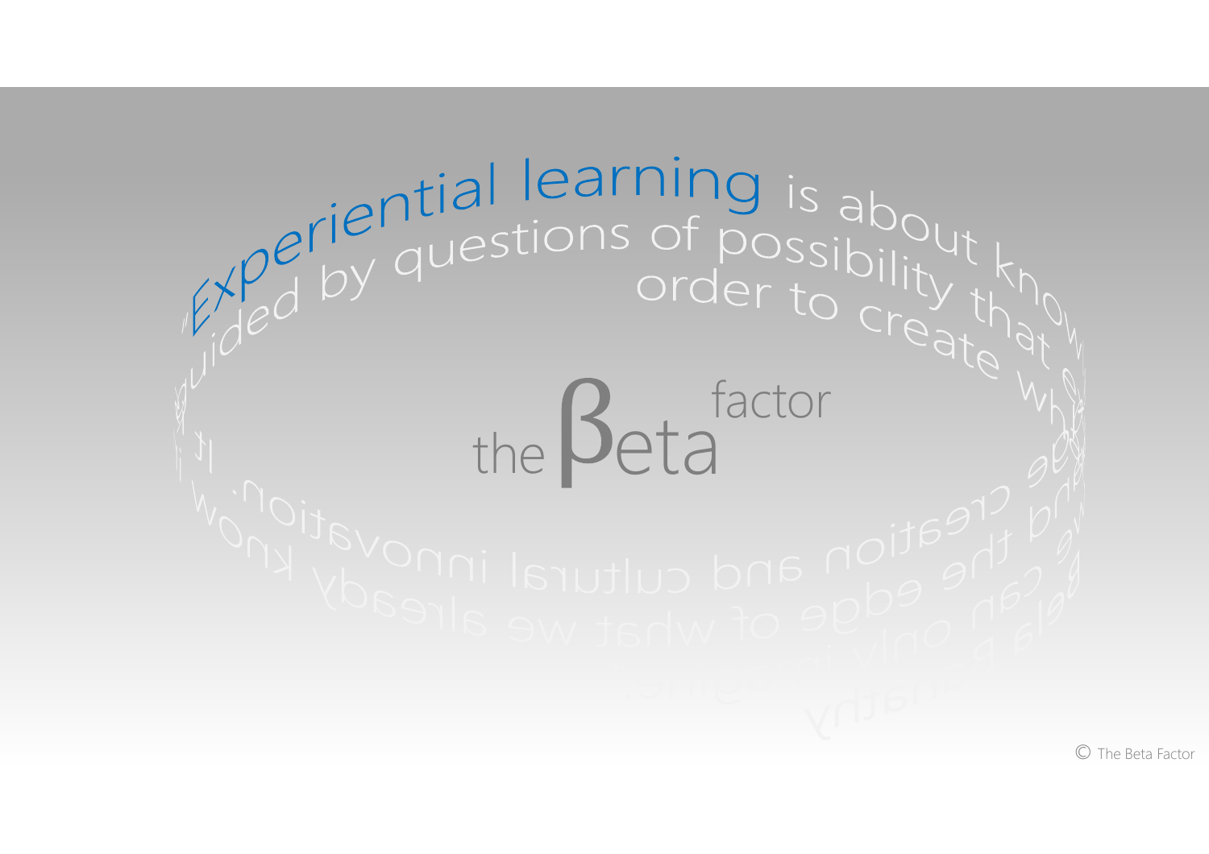"Experiential learning is about know... guided by questions of possibility that ... order to create wh... the creation and cultural innovation. It ... the edge of what we already know ... can only ... reality"

the βeta factor

© The Beta Factor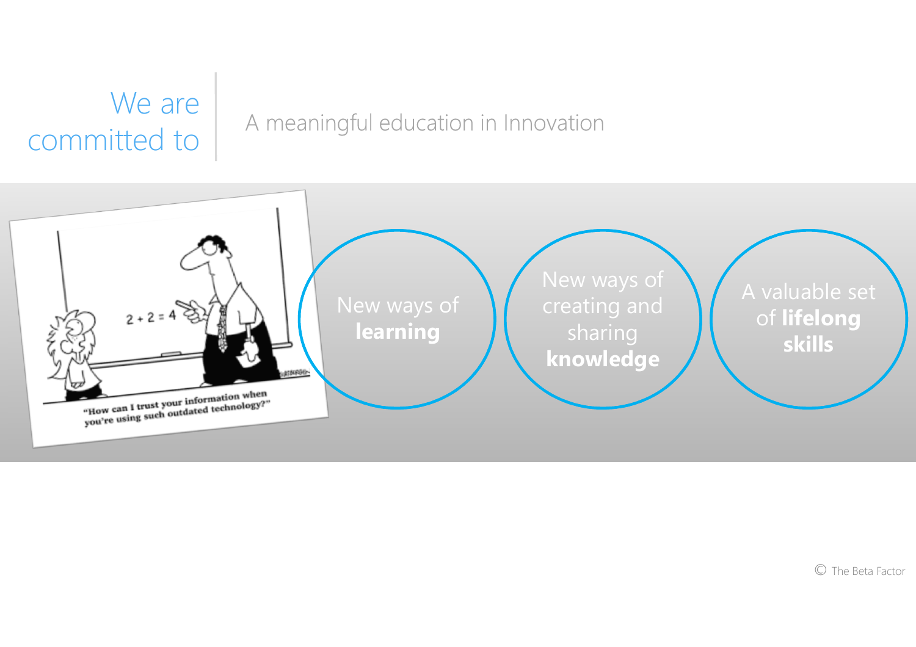## We are committed to

A meaningful education in Innovation

- New ways of **learning**
- New ways of creating and sharing **knowledge**
- A valuable set of **lifelong skills**

“How can I trust your information when you’re using such outdated technology?”

© The Beta Factor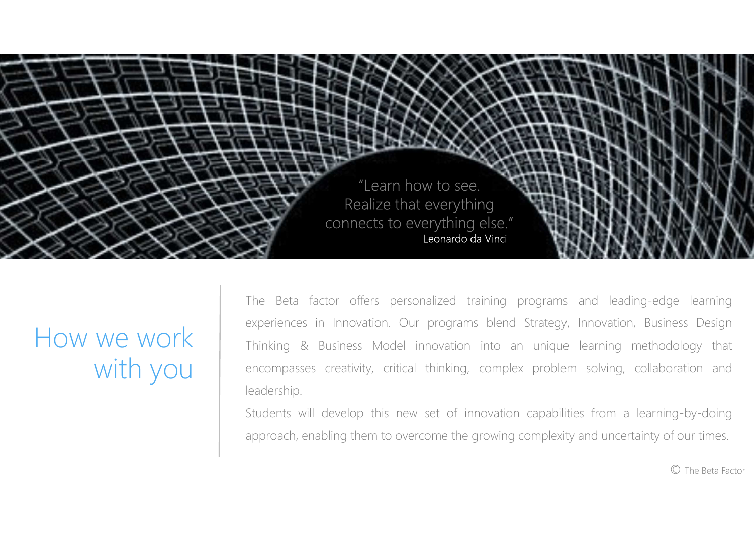> "Learn how to see.
> Realize that everything
> connects to everything else."
> Leonardo da Vinci

## How we work with you

The Beta factor offers personalized training programs and leading-edge learning experiences in Innovation. Our programs blend Strategy, Innovation, Business Design Thinking & Business Model innovation into an unique learning methodology that encompasses creativity, critical thinking, complex problem solving, collaboration and leadership.

Students will develop this new set of innovation capabilities from a learning-by-doing approach, enabling them to overcome the growing complexity and uncertainty of our times.

© The Beta Factor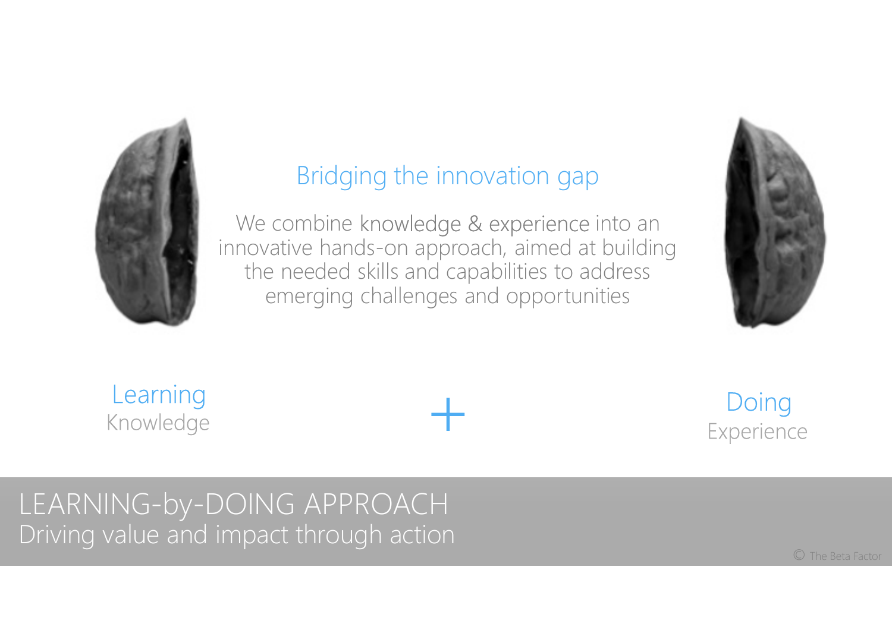## Bridging the innovation gap

We combine knowledge & experience into an innovative hands-on approach, aimed at building the needed skills and capabilities to address emerging challenges and opportunities

**Learning**
Knowledge

+

**Doing**
Experience

# LEARNING-by-DOING APPROACH

Driving value and impact through action

© The Beta Factor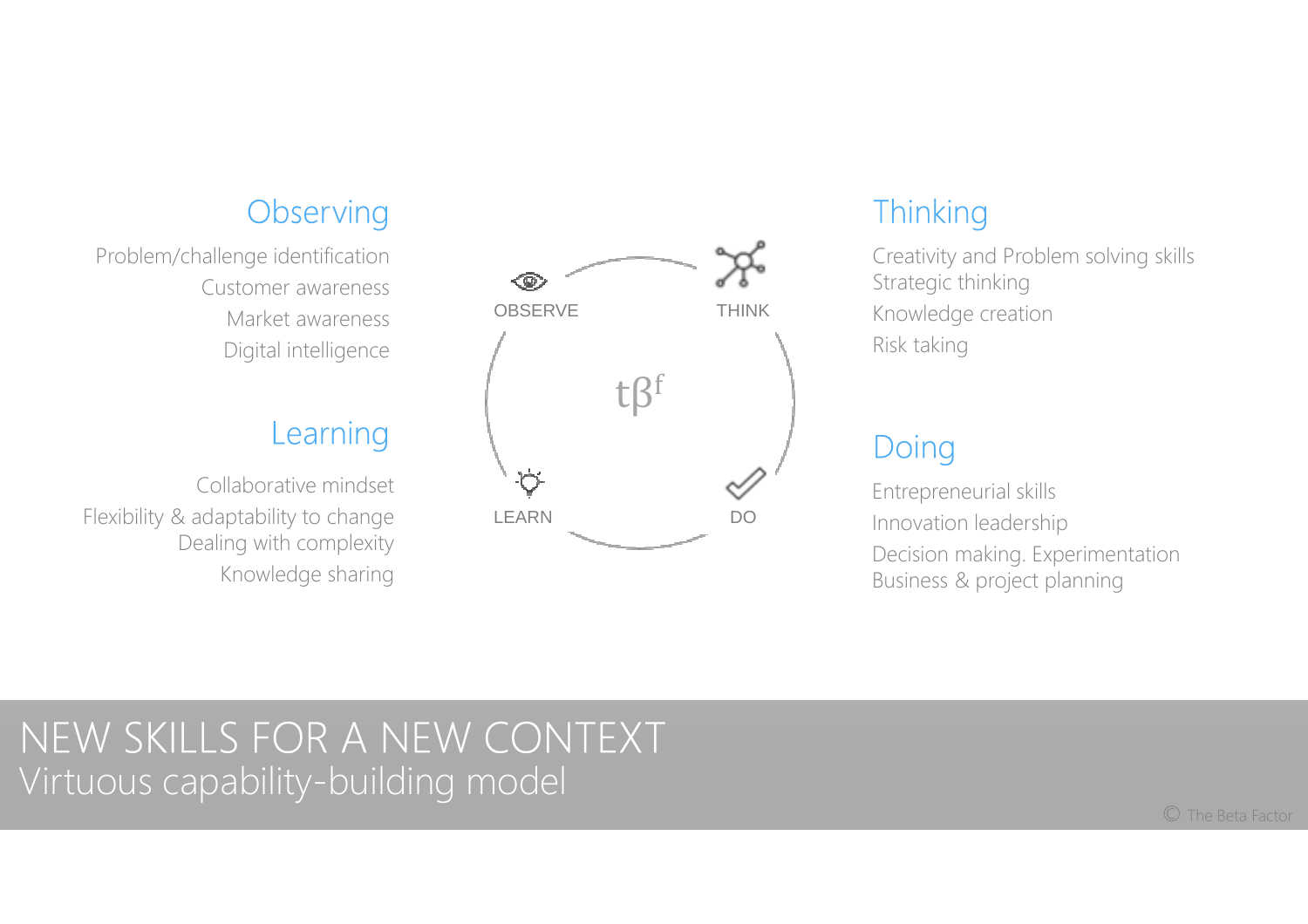## Observing

- Problem/challenge identification
- Customer awareness
- Market awareness
- Digital intelligence

## Learning

- Collaborative mindset
- Flexibility & adaptability to change
- Dealing with complexity
- Knowledge sharing

OBSERVE
THINK
$t\beta^f$
LEARN
DO

## Thinking

- Creativity and Problem solving skills
- Strategic thinking
- Knowledge creation
- Risk taking

## Doing

- Entrepreneurial skills
- Innovation leadership
- Decision making. Experimentation
- Business & project planning

# NEW SKILLS FOR A NEW CONTEXT

## Virtuous capability-building model

© The Beta Factor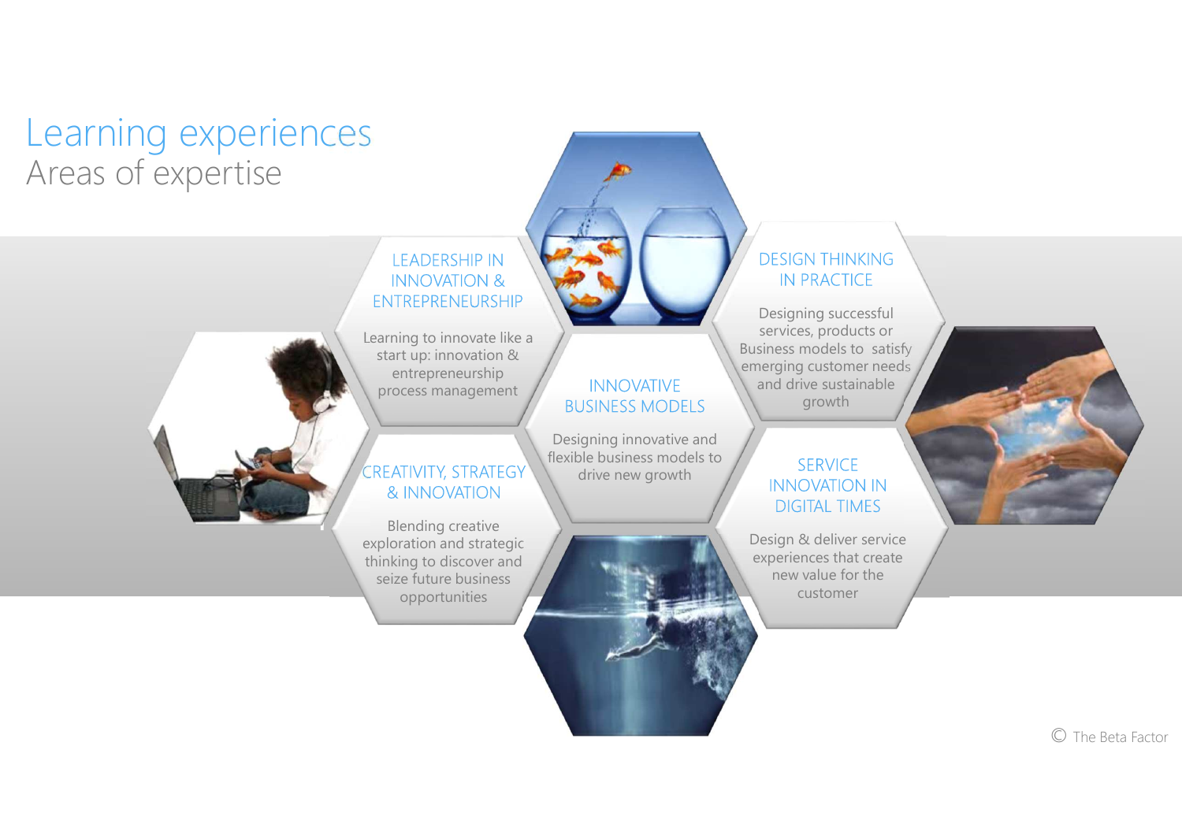# Learning experiences

## Areas of expertise

### LEADERSHIP IN INNOVATION & ENTREPRENEURSHIP

Learning to innovate like a start up: innovation & entrepreneurship process management

### CREATIVITY, STRATEGY & INNOVATION

Blending creative exploration and strategic thinking to discover and seize future business opportunities

### INNOVATIVE BUSINESS MODELS

Designing innovative and flexible business models to drive new growth

### DESIGN THINKING IN PRACTICE

Designing successful services, products or Business models to satisfy emerging customer needs and drive sustainable growth

### SERVICE INNOVATION IN DIGITAL TIMES

Design & deliver service experiences that create new value for the customer

© The Beta Factor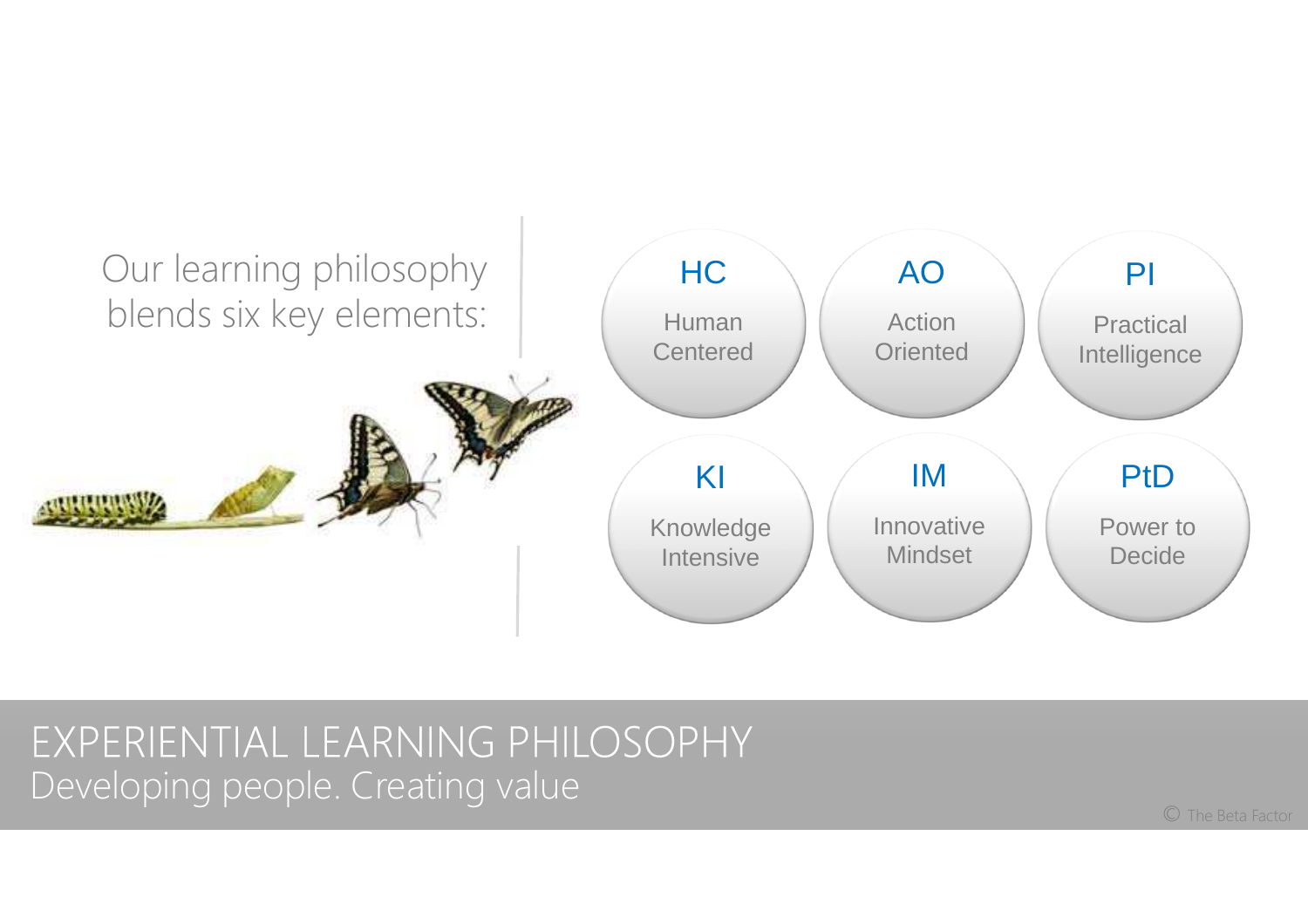Our learning philosophy blends six key elements:

- **HC** – Human Centered
- **AO** – Action Oriented
- **PI** – Practical Intelligence
- **KI** – Knowledge Intensive
- **IM** – Innovative Mindset
- **PtD** – Power to Decide

# EXPERIENTIAL LEARNING PHILOSOPHY

Developing people. Creating value

© The Beta Factor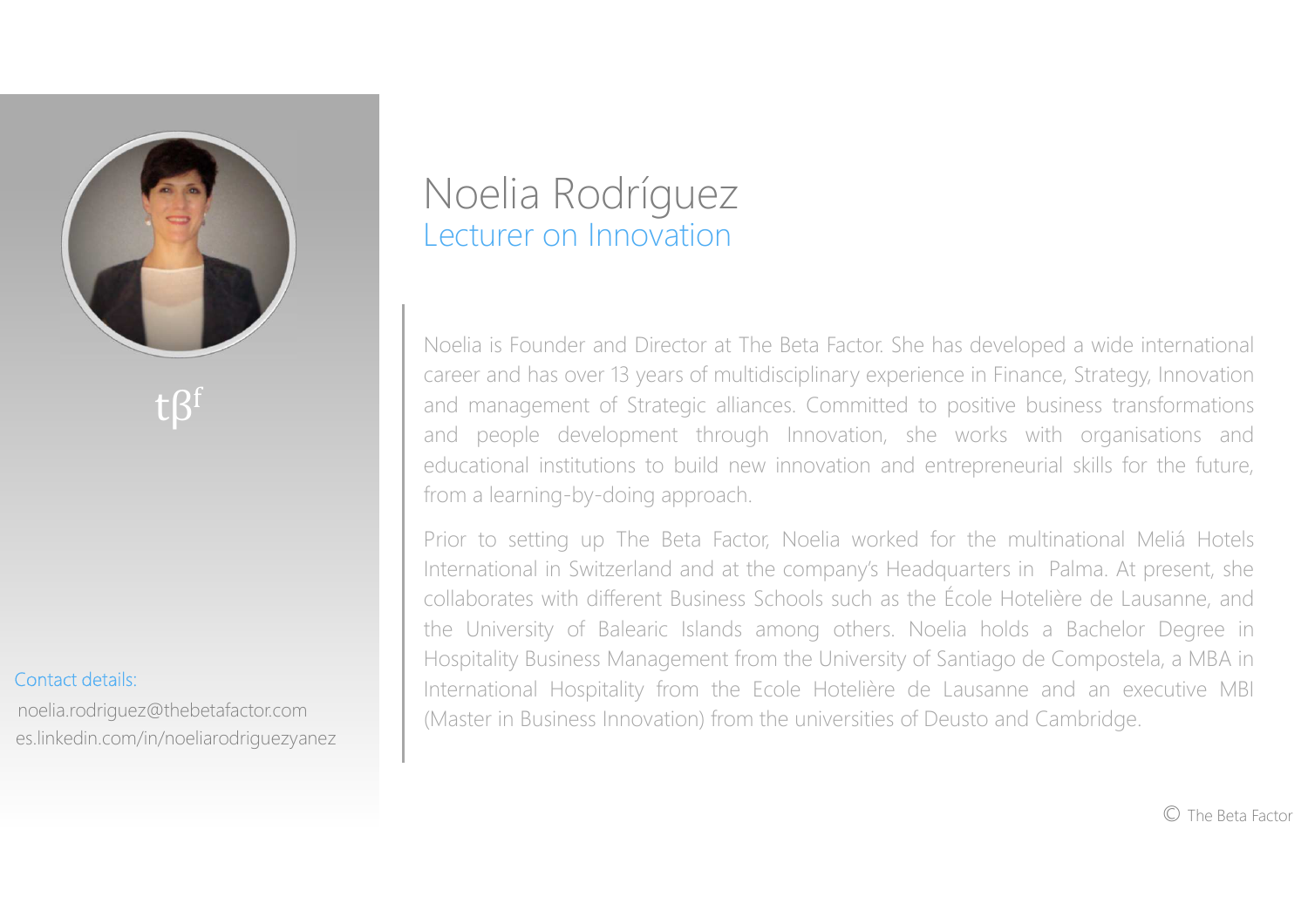# Noelia Rodríguez

## Lecturer on Innovation

tβ^f

Noelia is Founder and Director at The Beta Factor. She has developed a wide international career and has over 13 years of multidisciplinary experience in Finance, Strategy, Innovation and management of Strategic alliances. Committed to positive business transformations and people development through Innovation, she works with organisations and educational institutions to build new innovation and entrepreneurial skills for the future, from a learning-by-doing approach.

Prior to setting up The Beta Factor, Noelia worked for the multinational Meliá Hotels International in Switzerland and at the company's Headquarters in Palma. At present, she collaborates with different Business Schools such as the École Hotelière de Lausanne, and the University of Balearic Islands among others. Noelia holds a Bachelor Degree in Hospitality Business Management from the University of Santiago de Compostela, a MBA in International Hospitality from the Ecole Hotelière de Lausanne and an executive MBI (Master in Business Innovation) from the universities of Deusto and Cambridge.

Contact details:

noelia.rodriguez@thebetafactor.com
es.linkedin.com/in/noeliarodriguezyanez

© The Beta Factor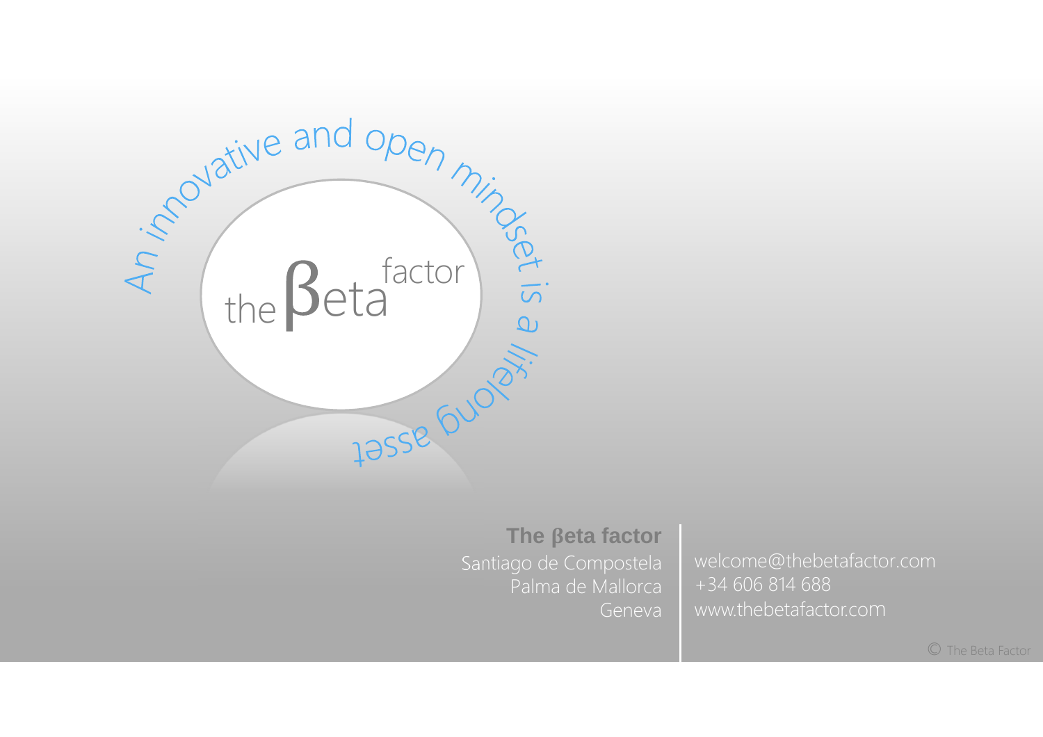An innovative and open mindset is a lifelong asset

the βeta factor

**The βeta factor**

Santiago de Compostela
Palma de Mallorca
Geneva

welcome@thebetafactor.com
+34 606 814 688
www.thebetafactor.com

© The Beta Factor